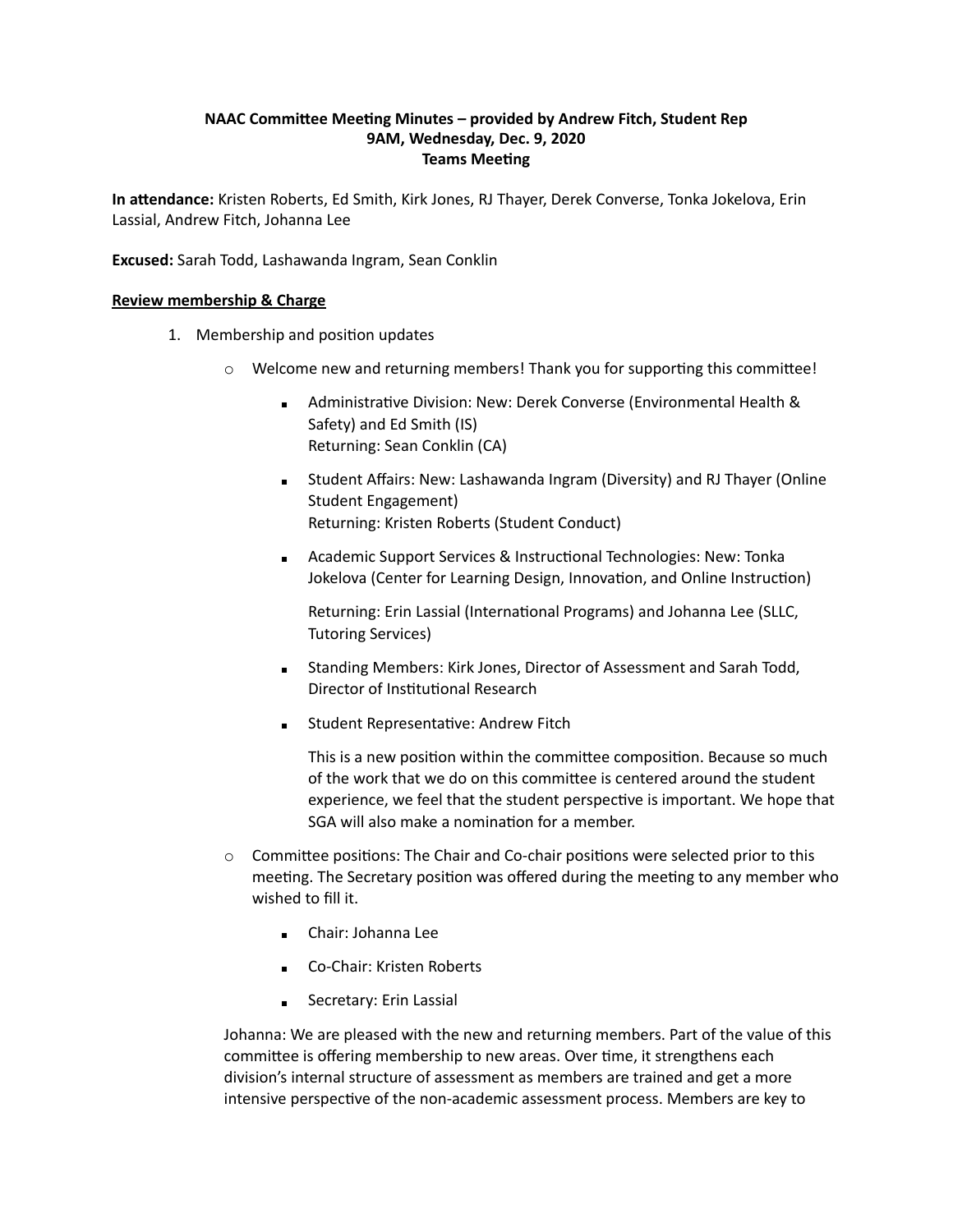**NAAC Committee Meeting Minutes – provided by Andrew Fitch, Student Rep**
**9AM, Wednesday, Dec. 9, 2020**
**Teams Meeting**

**In attendance:** Kristen Roberts, Ed Smith, Kirk Jones, RJ Thayer, Derek Converse, Tonka Jokelova, Erin Lassial, Andrew Fitch, Johanna Lee

**Excused:** Sarah Todd, Lashawanda Ingram, Sean Conklin

**Review membership & Charge**

1. Membership and position updates
   - Welcome new and returning members! Thank you for supporting this committee!
     - Administrative Division: New: Derek Converse (Environmental Health & Safety) and Ed Smith (IS)
       Returning: Sean Conklin (CA)
     - Student Affairs: New: Lashawanda Ingram (Diversity) and RJ Thayer (Online Student Engagement)
       Returning: Kristen Roberts (Student Conduct)
     - Academic Support Services & Instructional Technologies: New: Tonka Jokelova (Center for Learning Design, Innovation, and Online Instruction)

       Returning: Erin Lassial (International Programs) and Johanna Lee (SLLC, Tutoring Services)
     - Standing Members: Kirk Jones, Director of Assessment and Sarah Todd, Director of Institutional Research
     - Student Representative: Andrew Fitch

       This is a new position within the committee composition. Because so much of the work that we do on this committee is centered around the student experience, we feel that the student perspective is important. We hope that SGA will also make a nomination for a member.
   - Committee positions: The Chair and Co-chair positions were selected prior to this meeting. The Secretary position was offered during the meeting to any member who wished to fill it.
     - Chair: Johanna Lee
     - Co-Chair: Kristen Roberts
     - Secretary: Erin Lassial

   Johanna: We are pleased with the new and returning members. Part of the value of this committee is offering membership to new areas. Over time, it strengthens each division's internal structure of assessment as members are trained and get a more intensive perspective of the non-academic assessment process. Members are key to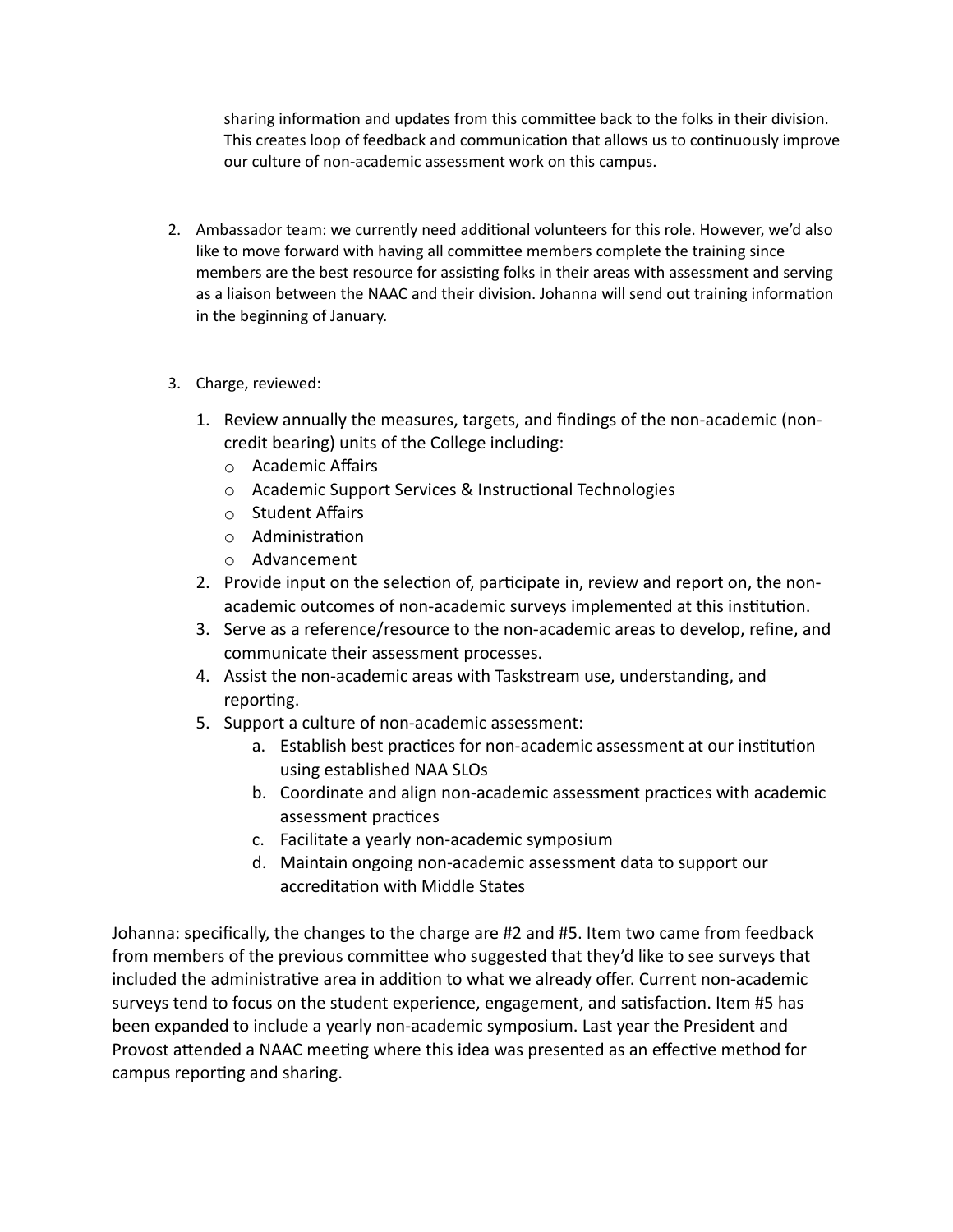sharing information and updates from this committee back to the folks in their division. This creates loop of feedback and communication that allows us to continuously improve our culture of non-academic assessment work on this campus.

2. Ambassador team: we currently need additional volunteers for this role. However, we'd also like to move forward with having all committee members complete the training since members are the best resource for assisting folks in their areas with assessment and serving as a liaison between the NAAC and their division. Johanna will send out training information in the beginning of January.

3. Charge, reviewed:

    1. Review annually the measures, targets, and findings of the non-academic (non-credit bearing) units of the College including:
        - Academic Affairs
        - Academic Support Services & Instructional Technologies
        - Student Affairs
        - Administration
        - Advancement
    2. Provide input on the selection of, participate in, review and report on, the non-academic outcomes of non-academic surveys implemented at this institution.
    3. Serve as a reference/resource to the non-academic areas to develop, refine, and communicate their assessment processes.
    4. Assist the non-academic areas with Taskstream use, understanding, and reporting.
    5. Support a culture of non-academic assessment:
        a. Establish best practices for non-academic assessment at our institution using established NAA SLOs
        b. Coordinate and align non-academic assessment practices with academic assessment practices
        c. Facilitate a yearly non-academic symposium
        d. Maintain ongoing non-academic assessment data to support our accreditation with Middle States

Johanna: specifically, the changes to the charge are #2 and #5. Item two came from feedback from members of the previous committee who suggested that they'd like to see surveys that included the administrative area in addition to what we already offer. Current non-academic surveys tend to focus on the student experience, engagement, and satisfaction. Item #5 has been expanded to include a yearly non-academic symposium. Last year the President and Provost attended a NAAC meeting where this idea was presented as an effective method for campus reporting and sharing.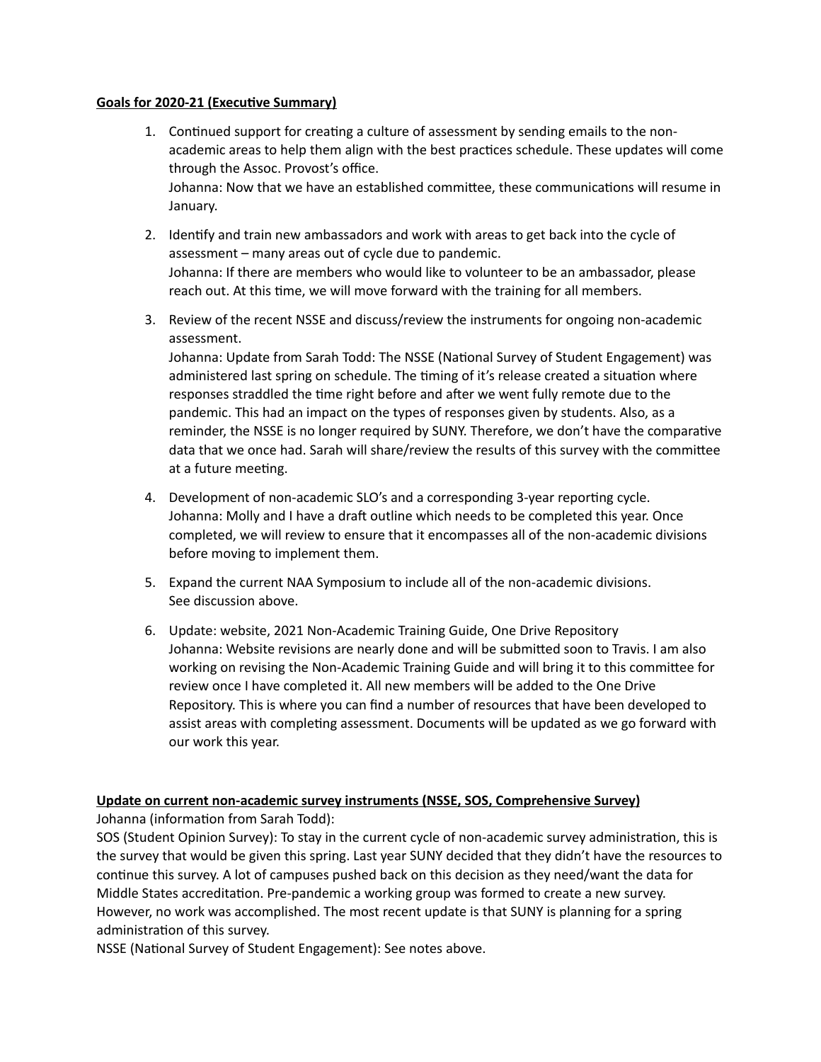**Goals for 2020-21 (Executive Summary)**

1. Continued support for creating a culture of assessment by sending emails to the non-academic areas to help them align with the best practices schedule. These updates will come through the Assoc. Provost's office.
   Johanna: Now that we have an established committee, these communications will resume in January.

2. Identify and train new ambassadors and work with areas to get back into the cycle of assessment – many areas out of cycle due to pandemic.
   Johanna: If there are members who would like to volunteer to be an ambassador, please reach out. At this time, we will move forward with the training for all members.

3. Review of the recent NSSE and discuss/review the instruments for ongoing non-academic assessment.
   Johanna: Update from Sarah Todd: The NSSE (National Survey of Student Engagement) was administered last spring on schedule. The timing of it's release created a situation where responses straddled the time right before and after we went fully remote due to the pandemic. This had an impact on the types of responses given by students. Also, as a reminder, the NSSE is no longer required by SUNY. Therefore, we don't have the comparative data that we once had. Sarah will share/review the results of this survey with the committee at a future meeting.

4. Development of non-academic SLO's and a corresponding 3-year reporting cycle.
   Johanna: Molly and I have a draft outline which needs to be completed this year. Once completed, we will review to ensure that it encompasses all of the non-academic divisions before moving to implement them.

5. Expand the current NAA Symposium to include all of the non-academic divisions.
   See discussion above.

6. Update: website, 2021 Non-Academic Training Guide, One Drive Repository
   Johanna: Website revisions are nearly done and will be submitted soon to Travis. I am also working on revising the Non-Academic Training Guide and will bring it to this committee for review once I have completed it. All new members will be added to the One Drive Repository. This is where you can find a number of resources that have been developed to assist areas with completing assessment. Documents will be updated as we go forward with our work this year.

**Update on current non-academic survey instruments (NSSE, SOS, Comprehensive Survey)**

Johanna (information from Sarah Todd):

SOS (Student Opinion Survey): To stay in the current cycle of non-academic survey administration, this is the survey that would be given this spring. Last year SUNY decided that they didn't have the resources to continue this survey. A lot of campuses pushed back on this decision as they need/want the data for Middle States accreditation. Pre-pandemic a working group was formed to create a new survey. However, no work was accomplished. The most recent update is that SUNY is planning for a spring administration of this survey.

NSSE (National Survey of Student Engagement): See notes above.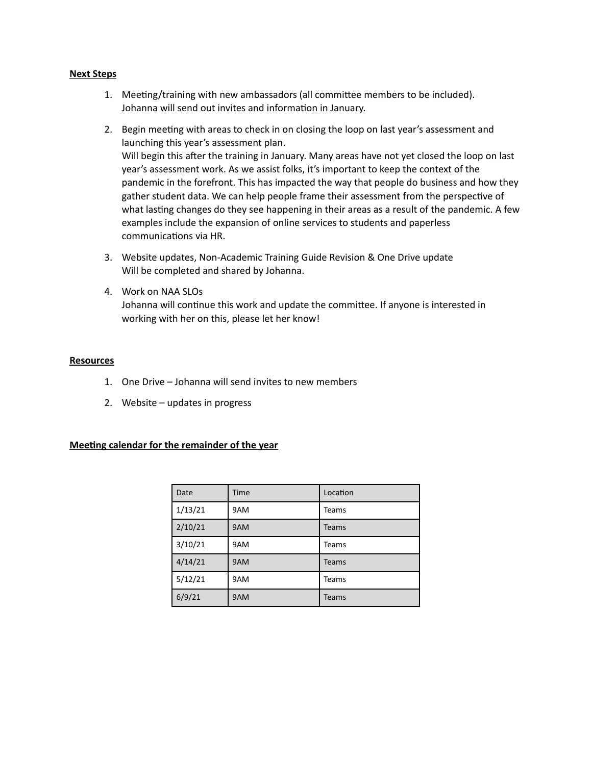**Next Steps**

1. Meeting/training with new ambassadors (all committee members to be included).
   Johanna will send out invites and information in January.

2. Begin meeting with areas to check in on closing the loop on last year's assessment and launching this year's assessment plan.
   Will begin this after the training in January. Many areas have not yet closed the loop on last year's assessment work. As we assist folks, it's important to keep the context of the pandemic in the forefront. This has impacted the way that people do business and how they gather student data. We can help people frame their assessment from the perspective of what lasting changes do they see happening in their areas as a result of the pandemic. A few examples include the expansion of online services to students and paperless communications via HR.

3. Website updates, Non-Academic Training Guide Revision & One Drive update
   Will be completed and shared by Johanna.

4. Work on NAA SLOs
   Johanna will continue this work and update the committee. If anyone is interested in working with her on this, please let her know!

**Resources**

1. One Drive – Johanna will send invites to new members

2. Website – updates in progress

**Meeting calendar for the remainder of the year**

| Date | Time | Location |
|---|---|---|
| 1/13/21 | 9AM | Teams |
| 2/10/21 | 9AM | Teams |
| 3/10/21 | 9AM | Teams |
| 4/14/21 | 9AM | Teams |
| 5/12/21 | 9AM | Teams |
| 6/9/21 | 9AM | Teams |